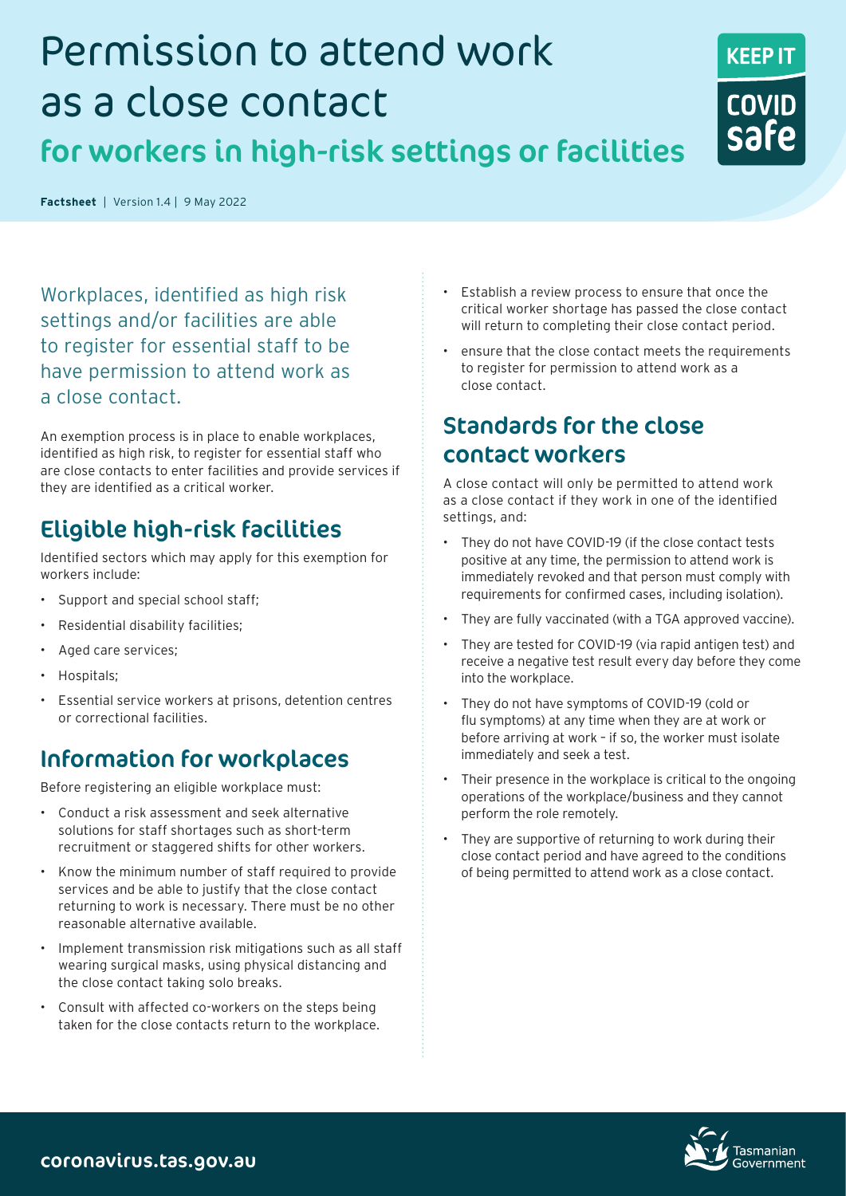# Permission to attend work as a close contact

## for workers in high-risk settings or facilities

**Factsheet** | Version 1.4 | 9 May 2022

Workplaces, identified as high risk settings and/or facilities are able to register for essential staff to be have permission to attend work as a close contact.

An exemption process is in place to enable workplaces, identified as high risk, to register for essential staff who are close contacts to enter facilities and provide services if they are identified as a critical worker.

## Eligible high-risk facilities

Identified sectors which may apply for this exemption for workers include:

- Support and special school staff;
- Residential disability facilities;
- Aged care services;
- Hospitals;
- Essential service workers at prisons, detention centres or correctional facilities.

## Information for workplaces

Before registering an eligible workplace must:

- Conduct a risk assessment and seek alternative solutions for staff shortages such as short-term recruitment or staggered shifts for other workers.
- Know the minimum number of staff required to provide services and be able to justify that the close contact returning to work is necessary. There must be no other reasonable alternative available.
- Implement transmission risk mitigations such as all staff wearing surgical masks, using physical distancing and the close contact taking solo breaks.
- Consult with affected co-workers on the steps being taken for the close contacts return to the workplace.
- Establish a review process to ensure that once the critical worker shortage has passed the close contact will return to completing their close contact period.
- ensure that the close contact meets the requirements to register for permission to attend work as a close contact.

## Standards for the close contact workers

A close contact will only be permitted to attend work as a close contact if they work in one of the identified settings, and:

- They do not have COVID-19 (if the close contact tests positive at any time, the permission to attend work is immediately revoked and that person must comply with requirements for confirmed cases, including isolation).
- They are fully vaccinated (with a TGA approved vaccine).
- They are tested for COVID-19 (via rapid antigen test) and receive a negative test result every day before they come into the workplace.
- They do not have symptoms of COVID-19 (cold or flu symptoms) at any time when they are at work or before arriving at work – if so, the worker must isolate immediately and seek a test.
- Their presence in the workplace is critical to the ongoing operations of the workplace/business and they cannot perform the role remotely.
- They are supportive of returning to work during their close contact period and have agreed to the conditions of being permitted to attend work as a close contact.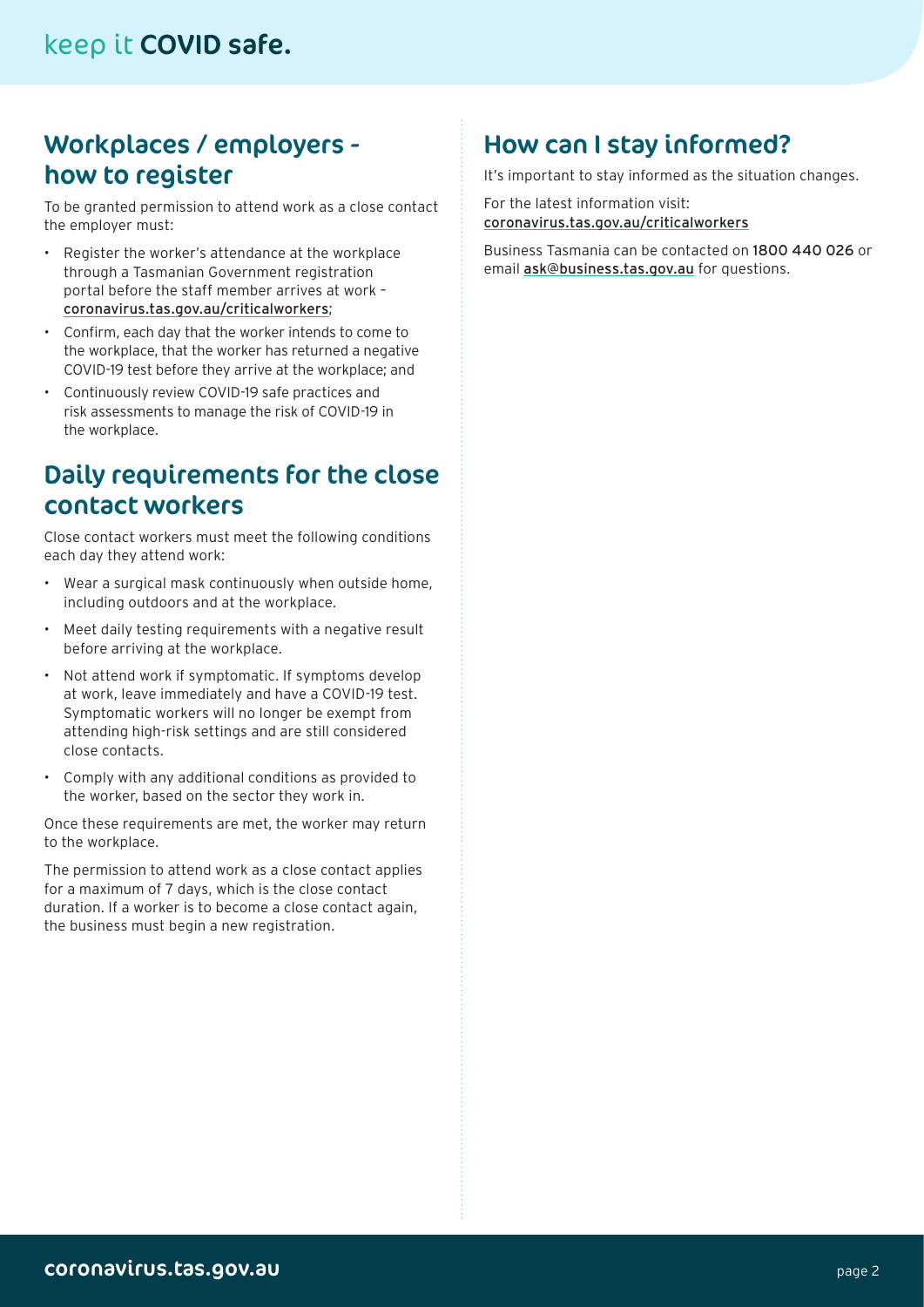## Workplaces / employers - how to register

To be granted permission to attend work as a close contact the employer must:

- Register the worker's attendance at the workplace through a Tasmanian Government registration portal before the staff member arrives at work – coronavirus.tas.gov.au/criticalworkers;
- Confirm, each day that the worker intends to come to the workplace, that the worker has returned a negative COVID-19 test before they arrive at the workplace; and
- Continuously review COVID-19 safe practices and risk assessments to manage the risk of COVID-19 in the workplace.

## Daily requirements for the close contact workers

Close contact workers must meet the following conditions each day they attend work:

- Wear a surgical mask continuously when outside home, including outdoors and at the workplace.
- Meet daily testing requirements with a negative result before arriving at the workplace.
- Not attend work if symptomatic. If symptoms develop at work, leave immediately and have a COVID-19 test. Symptomatic workers will no longer be exempt from attending high-risk settings and are still considered close contacts.
- Comply with any additional conditions as provided to the worker, based on the sector they work in.

Once these requirements are met, the worker may return to the workplace.

The permission to attend work as a close contact applies for a maximum of 7 days, which is the close contact duration. If a worker is to become a close contact again, the business must begin a new registration.

## How can I stay informed?

It's important to stay informed as the situation changes.

For the latest information visit:
coronavirus.tas.gov.au/criticalworkers

Business Tasmania can be contacted on 1800 440 026 or email ask@business.tas.gov.au for questions.